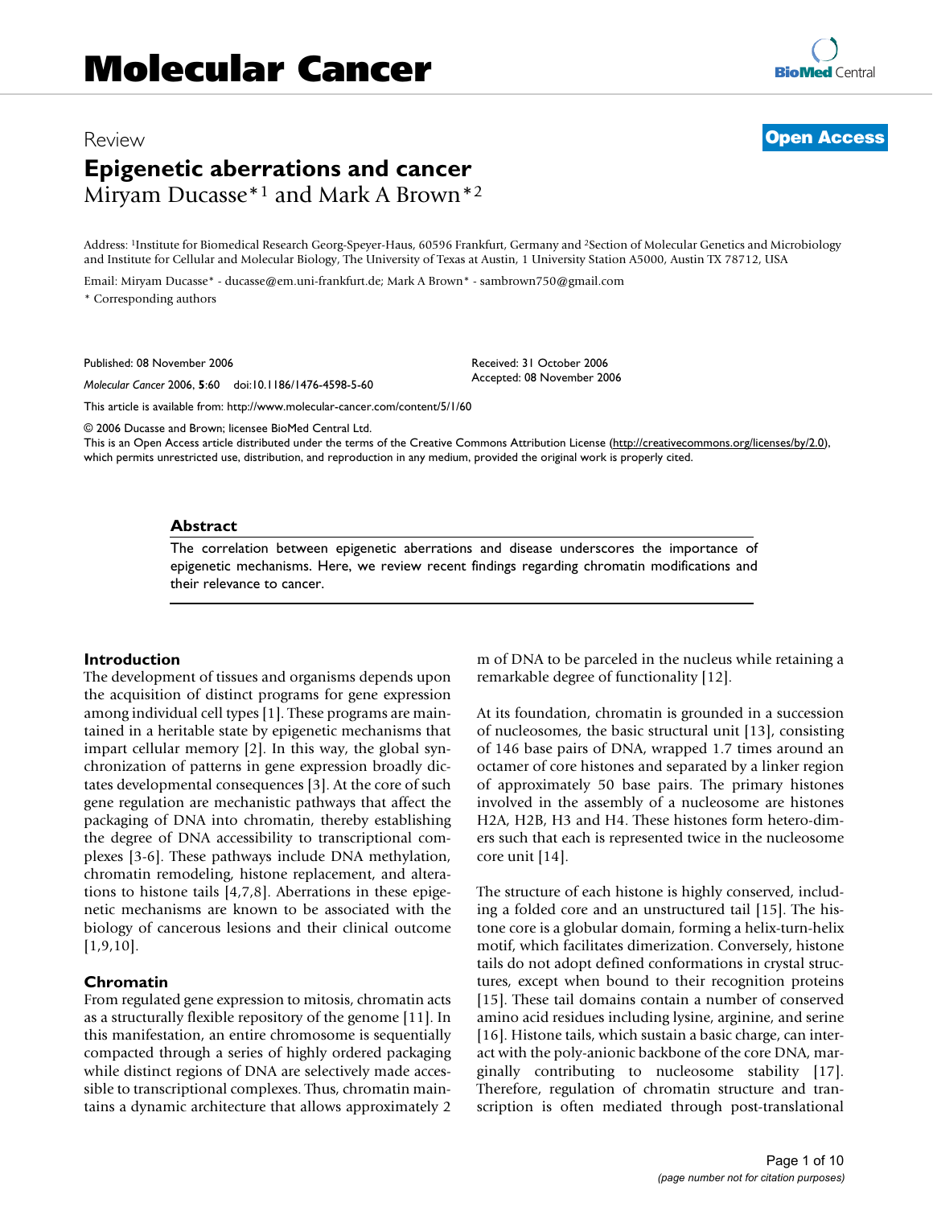# Molecular Cancer

Review **Open Access**

## Epigenetic aberrations and cancer

Miryam Ducasse*[1] and Mark A Brown*[2]

Address: [1]Institute for Biomedical Research Georg-Speyer-Haus, 60596 Frankfurt, Germany and [2]Section of Molecular Genetics and Microbiology and Institute for Cellular and Molecular Biology, The University of Texas at Austin, 1 University Station A5000, Austin TX 78712, USA

Email: Miryam Ducasse* - ducasse@em.uni-frankfurt.de; Mark A Brown* - sambrown750@gmail.com

\* Corresponding authors

Published: 08 November 2006

*Molecular Cancer* 2006, **5**:60 doi:10.1186/1476-4598-5-60

Received: 31 October 2006
Accepted: 08 November 2006

This article is available from: http://www.molecular-cancer.com/content/5/1/60

© 2006 Ducasse and Brown; licensee BioMed Central Ltd.
This is an Open Access article distributed under the terms of the Creative Commons Attribution License (http://creativecommons.org/licenses/by/2.0), which permits unrestricted use, distribution, and reproduction in any medium, provided the original work is properly cited.

### Abstract

The correlation between epigenetic aberrations and disease underscores the importance of epigenetic mechanisms. Here, we review recent findings regarding chromatin modifications and their relevance to cancer.

### Introduction

The development of tissues and organisms depends upon the acquisition of distinct programs for gene expression among individual cell types [1]. These programs are maintained in a heritable state by epigenetic mechanisms that impart cellular memory [2]. In this way, the global synchronization of patterns in gene expression broadly dictates developmental consequences [3]. At the core of such gene regulation are mechanistic pathways that affect the packaging of DNA into chromatin, thereby establishing the degree of DNA accessibility to transcriptional complexes [3-6]. These pathways include DNA methylation, chromatin remodeling, histone replacement, and alterations to histone tails [4,7,8]. Aberrations in these epigenetic mechanisms are known to be associated with the biology of cancerous lesions and their clinical outcome [1,9,10].

### Chromatin

From regulated gene expression to mitosis, chromatin acts as a structurally flexible repository of the genome [11]. In this manifestation, an entire chromosome is sequentially compacted through a series of highly ordered packaging while distinct regions of DNA are selectively made accessible to transcriptional complexes. Thus, chromatin maintains a dynamic architecture that allows approximately 2 m of DNA to be parceled in the nucleus while retaining a remarkable degree of functionality [12].

At its foundation, chromatin is grounded in a succession of nucleosomes, the basic structural unit [13], consisting of 146 base pairs of DNA, wrapped 1.7 times around an octamer of core histones and separated by a linker region of approximately 50 base pairs. The primary histones involved in the assembly of a nucleosome are histones H2A, H2B, H3 and H4. These histones form hetero-dimers such that each is represented twice in the nucleosome core unit [14].

The structure of each histone is highly conserved, including a folded core and an unstructured tail [15]. The histone core is a globular domain, forming a helix-turn-helix motif, which facilitates dimerization. Conversely, histone tails do not adopt defined conformations in crystal structures, except when bound to their recognition proteins [15]. These tail domains contain a number of conserved amino acid residues including lysine, arginine, and serine [16]. Histone tails, which sustain a basic charge, can interact with the poly-anionic backbone of the core DNA, marginally contributing to nucleosome stability [17]. Therefore, regulation of chromatin structure and transcription is often mediated through post-translational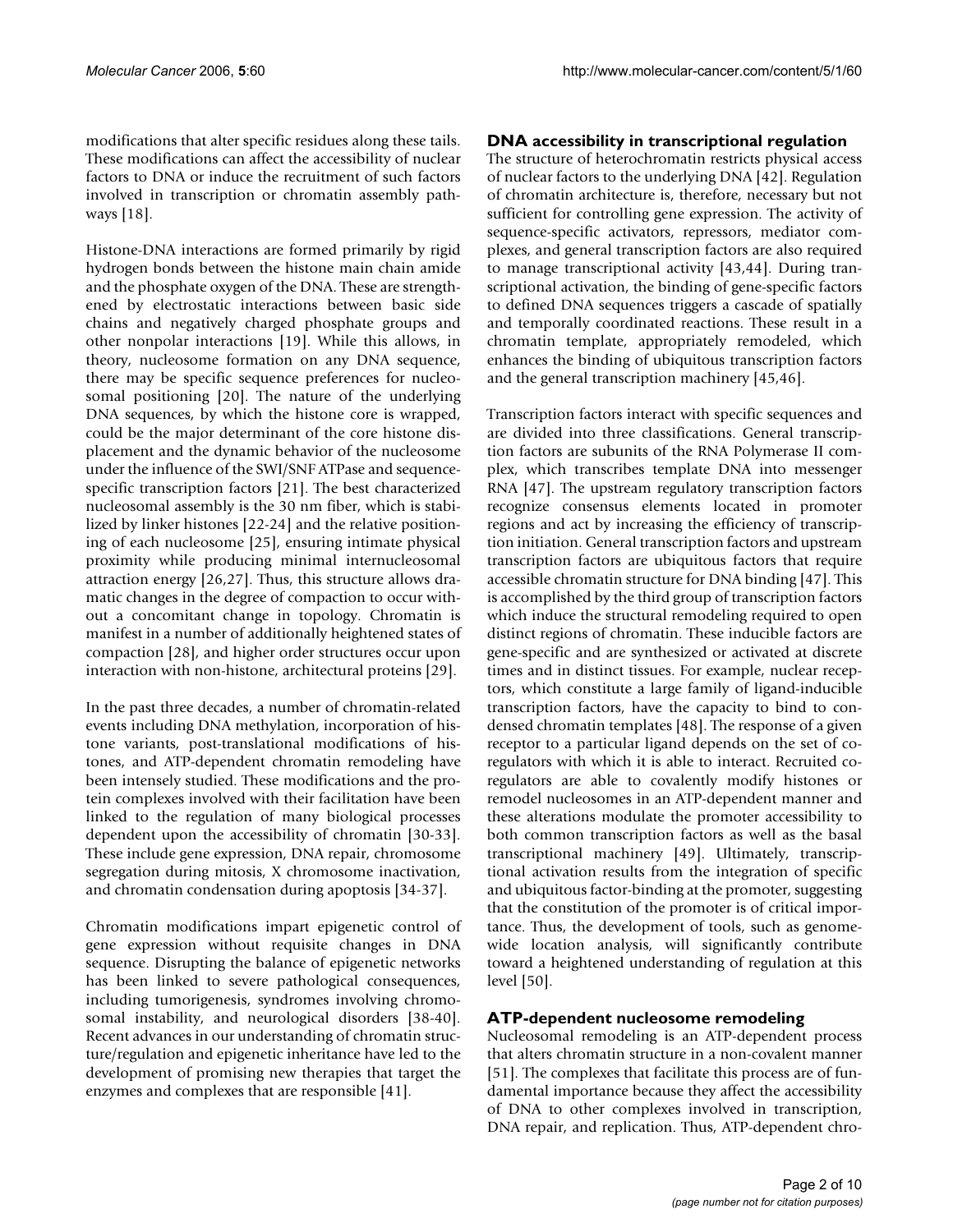modifications that alter specific residues along these tails. These modifications can affect the accessibility of nuclear factors to DNA or induce the recruitment of such factors involved in transcription or chromatin assembly pathways [18].

Histone-DNA interactions are formed primarily by rigid hydrogen bonds between the histone main chain amide and the phosphate oxygen of the DNA. These are strengthened by electrostatic interactions between basic side chains and negatively charged phosphate groups and other nonpolar interactions [19]. While this allows, in theory, nucleosome formation on any DNA sequence, there may be specific sequence preferences for nucleosomal positioning [20]. The nature of the underlying DNA sequences, by which the histone core is wrapped, could be the major determinant of the core histone displacement and the dynamic behavior of the nucleosome under the influence of the SWI/SNF ATPase and sequence-specific transcription factors [21]. The best characterized nucleosomal assembly is the 30 nm fiber, which is stabilized by linker histones [22-24] and the relative positioning of each nucleosome [25], ensuring intimate physical proximity while producing minimal internucleosomal attraction energy [26,27]. Thus, this structure allows dramatic changes in the degree of compaction to occur without a concomitant change in topology. Chromatin is manifest in a number of additionally heightened states of compaction [28], and higher order structures occur upon interaction with non-histone, architectural proteins [29].

In the past three decades, a number of chromatin-related events including DNA methylation, incorporation of histone variants, post-translational modifications of histones, and ATP-dependent chromatin remodeling have been intensely studied. These modifications and the protein complexes involved with their facilitation have been linked to the regulation of many biological processes dependent upon the accessibility of chromatin [30-33]. These include gene expression, DNA repair, chromosome segregation during mitosis, X chromosome inactivation, and chromatin condensation during apoptosis [34-37].

Chromatin modifications impart epigenetic control of gene expression without requisite changes in DNA sequence. Disrupting the balance of epigenetic networks has been linked to severe pathological consequences, including tumorigenesis, syndromes involving chromosomal instability, and neurological disorders [38-40]. Recent advances in our understanding of chromatin structure/regulation and epigenetic inheritance have led to the development of promising new therapies that target the enzymes and complexes that are responsible [41].

## DNA accessibility in transcriptional regulation

The structure of heterochromatin restricts physical access of nuclear factors to the underlying DNA [42]. Regulation of chromatin architecture is, therefore, necessary but not sufficient for controlling gene expression. The activity of sequence-specific activators, repressors, mediator complexes, and general transcription factors are also required to manage transcriptional activity [43,44]. During transcriptional activation, the binding of gene-specific factors to defined DNA sequences triggers a cascade of spatially and temporally coordinated reactions. These result in a chromatin template, appropriately remodeled, which enhances the binding of ubiquitous transcription factors and the general transcription machinery [45,46].

Transcription factors interact with specific sequences and are divided into three classifications. General transcription factors are subunits of the RNA Polymerase II complex, which transcribes template DNA into messenger RNA [47]. The upstream regulatory transcription factors recognize consensus elements located in promoter regions and act by increasing the efficiency of transcription initiation. General transcription factors and upstream transcription factors are ubiquitous factors that require accessible chromatin structure for DNA binding [47]. This is accomplished by the third group of transcription factors which induce the structural remodeling required to open distinct regions of chromatin. These inducible factors are gene-specific and are synthesized or activated at discrete times and in distinct tissues. For example, nuclear receptors, which constitute a large family of ligand-inducible transcription factors, have the capacity to bind to condensed chromatin templates [48]. The response of a given receptor to a particular ligand depends on the set of co-regulators with which it is able to interact. Recruited co-regulators are able to covalently modify histones or remodel nucleosomes in an ATP-dependent manner and these alterations modulate the promoter accessibility to both common transcription factors as well as the basal transcriptional machinery [49]. Ultimately, transcriptional activation results from the integration of specific and ubiquitous factor-binding at the promoter, suggesting that the constitution of the promoter is of critical importance. Thus, the development of tools, such as genome-wide location analysis, will significantly contribute toward a heightened understanding of regulation at this level [50].

## ATP-dependent nucleosome remodeling

Nucleosomal remodeling is an ATP-dependent process that alters chromatin structure in a non-covalent manner [51]. The complexes that facilitate this process are of fundamental importance because they affect the accessibility of DNA to other complexes involved in transcription, DNA repair, and replication. Thus, ATP-dependent chro-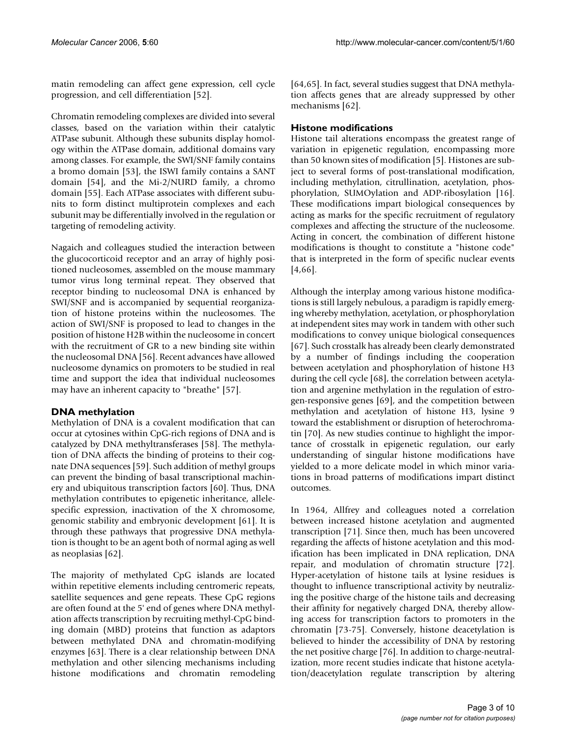matin remodeling can affect gene expression, cell cycle progression, and cell differentiation [52].

Chromatin remodeling complexes are divided into several classes, based on the variation within their catalytic ATPase subunit. Although these subunits display homology within the ATPase domain, additional domains vary among classes. For example, the SWI/SNF family contains a bromo domain [53], the ISWI family contains a SANT domain [54], and the Mi-2/NURD family, a chromo domain [55]. Each ATPase associates with different subunits to form distinct multiprotein complexes and each subunit may be differentially involved in the regulation or targeting of remodeling activity.

Nagaich and colleagues studied the interaction between the glucocorticoid receptor and an array of highly positioned nucleosomes, assembled on the mouse mammary tumor virus long terminal repeat. They observed that receptor binding to nucleosomal DNA is enhanced by SWI/SNF and is accompanied by sequential reorganization of histone proteins within the nucleosomes. The action of SWI/SNF is proposed to lead to changes in the position of histone H2B within the nucleosome in concert with the recruitment of GR to a new binding site within the nucleosomal DNA [56]. Recent advances have allowed nucleosome dynamics on promoters to be studied in real time and support the idea that individual nucleosomes may have an inherent capacity to "breathe" [57].

## DNA methylation

Methylation of DNA is a covalent modification that can occur at cytosines within CpG-rich regions of DNA and is catalyzed by DNA methyltransferases [58]. The methylation of DNA affects the binding of proteins to their cognate DNA sequences [59]. Such addition of methyl groups can prevent the binding of basal transcriptional machinery and ubiquitous transcription factors [60]. Thus, DNA methylation contributes to epigenetic inheritance, allele-specific expression, inactivation of the X chromosome, genomic stability and embryonic development [61]. It is through these pathways that progressive DNA methylation is thought to be an agent both of normal aging as well as neoplasias [62].

The majority of methylated CpG islands are located within repetitive elements including centromeric repeats, satellite sequences and gene repeats. These CpG regions are often found at the 5' end of genes where DNA methylation affects transcription by recruiting methyl-CpG binding domain (MBD) proteins that function as adaptors between methylated DNA and chromatin-modifying enzymes [63]. There is a clear relationship between DNA methylation and other silencing mechanisms including histone modifications and chromatin remodeling [64,65]. In fact, several studies suggest that DNA methylation affects genes that are already suppressed by other mechanisms [62].

## Histone modifications

Histone tail alterations encompass the greatest range of variation in epigenetic regulation, encompassing more than 50 known sites of modification [5]. Histones are subject to several forms of post-translational modification, including methylation, citrullination, acetylation, phosphorylation, SUMOylation and ADP-ribosylation [16]. These modifications impart biological consequences by acting as marks for the specific recruitment of regulatory complexes and affecting the structure of the nucleosome. Acting in concert, the combination of different histone modifications is thought to constitute a "histone code" that is interpreted in the form of specific nuclear events [4,66].

Although the interplay among various histone modifications is still largely nebulous, a paradigm is rapidly emerging whereby methylation, acetylation, or phosphorylation at independent sites may work in tandem with other such modifications to convey unique biological consequences [67]. Such crosstalk has already been clearly demonstrated by a number of findings including the cooperation between acetylation and phosphorylation of histone H3 during the cell cycle [68], the correlation between acetylation and argenine methylation in the regulation of estrogen-responsive genes [69], and the competition between methylation and acetylation of histone H3, lysine 9 toward the establishment or disruption of heterochromatin [70]. As new studies continue to highlight the importance of crosstalk in epigenetic regulation, our early understanding of singular histone modifications have yielded to a more delicate model in which minor variations in broad patterns of modifications impart distinct outcomes.

In 1964, Allfrey and colleagues noted a correlation between increased histone acetylation and augmented transcription [71]. Since then, much has been uncovered regarding the affects of histone acetylation and this modification has been implicated in DNA replication, DNA repair, and modulation of chromatin structure [72]. Hyper-acetylation of histone tails at lysine residues is thought to influence transcriptional activity by neutralizing the positive charge of the histone tails and decreasing their affinity for negatively charged DNA, thereby allowing access for transcription factors to promoters in the chromatin [73-75]. Conversely, histone deacetylation is believed to hinder the accessibility of DNA by restoring the net positive charge [76]. In addition to charge-neutralization, more recent studies indicate that histone acetylation/deacetylation regulate transcription by altering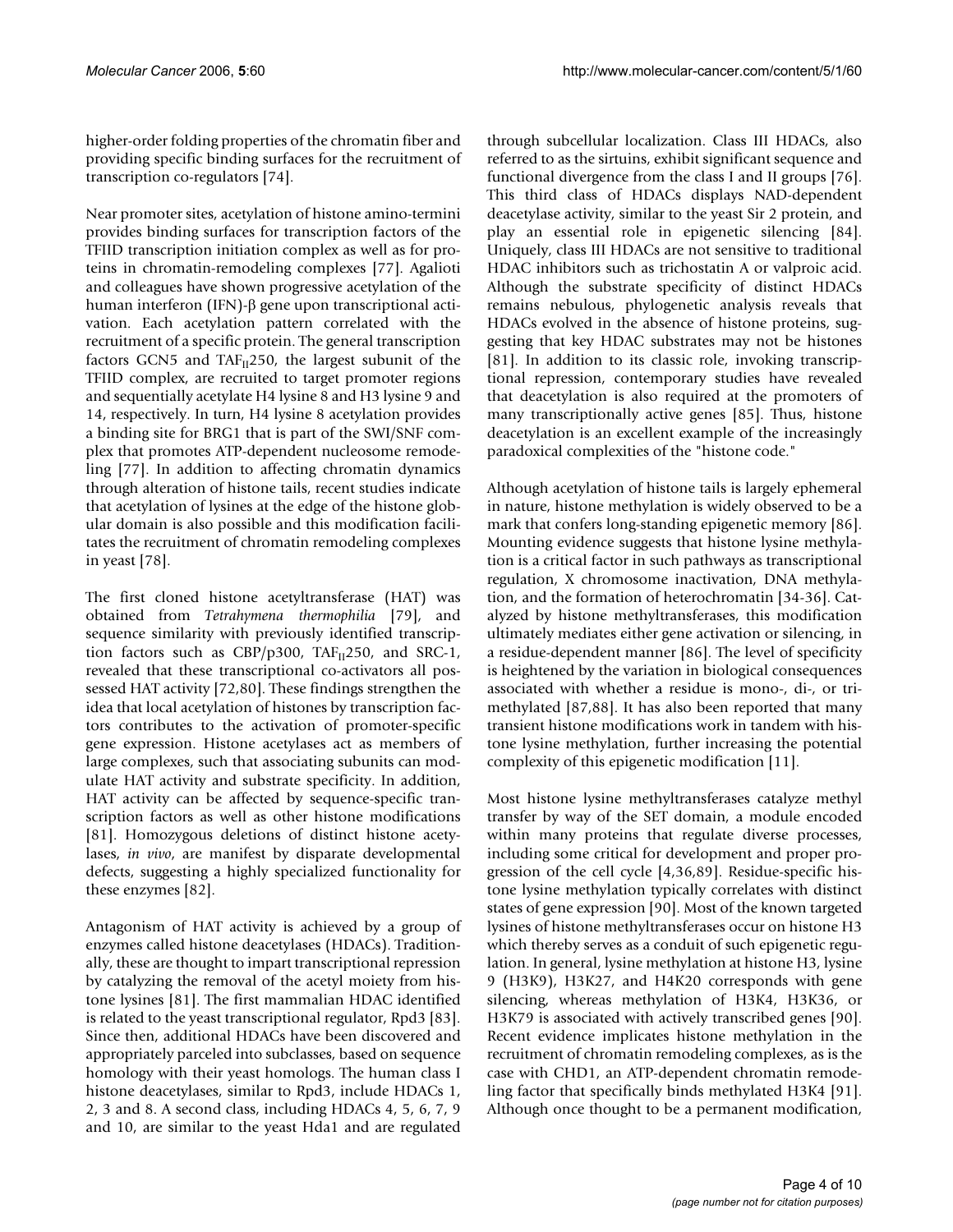higher-order folding properties of the chromatin fiber and providing specific binding surfaces for the recruitment of transcription co-regulators [74].

Near promoter sites, acetylation of histone amino-termini provides binding surfaces for transcription factors of the TFIID transcription initiation complex as well as for proteins in chromatin-remodeling complexes [77]. Agalioti and colleagues have shown progressive acetylation of the human interferon (IFN)-β gene upon transcriptional activation. Each acetylation pattern correlated with the recruitment of a specific protein. The general transcription factors GCN5 and $TAF_{II}250$, the largest subunit of the TFIID complex, are recruited to target promoter regions and sequentially acetylate H4 lysine 8 and H3 lysine 9 and 14, respectively. In turn, H4 lysine 8 acetylation provides a binding site for BRG1 that is part of the SWI/SNF complex that promotes ATP-dependent nucleosome remodeling [77]. In addition to affecting chromatin dynamics through alteration of histone tails, recent studies indicate that acetylation of lysines at the edge of the histone globular domain is also possible and this modification facilitates the recruitment of chromatin remodeling complexes in yeast [78].

The first cloned histone acetyltransferase (HAT) was obtained from *Tetrahymena thermophilia* [79], and sequence similarity with previously identified transcription factors such as CBP/p300, $TAF_{II}250$, and SRC-1, revealed that these transcriptional co-activators all possessed HAT activity [72,80]. These findings strengthen the idea that local acetylation of histones by transcription factors contributes to the activation of promoter-specific gene expression. Histone acetylases act as members of large complexes, such that associating subunits can modulate HAT activity and substrate specificity. In addition, HAT activity can be affected by sequence-specific transcription factors as well as other histone modifications [81]. Homozygous deletions of distinct histone acetylases, *in vivo*, are manifest by disparate developmental defects, suggesting a highly specialized functionality for these enzymes [82].

Antagonism of HAT activity is achieved by a group of enzymes called histone deacetylases (HDACs). Traditionally, these are thought to impart transcriptional repression by catalyzing the removal of the acetyl moiety from histone lysines [81]. The first mammalian HDAC identified is related to the yeast transcriptional regulator, Rpd3 [83]. Since then, additional HDACs have been discovered and appropriately parceled into subclasses, based on sequence homology with their yeast homologs. The human class I histone deacetylases, similar to Rpd3, include HDACs 1, 2, 3 and 8. A second class, including HDACs 4, 5, 6, 7, 9 and 10, are similar to the yeast Hda1 and are regulated through subcellular localization. Class III HDACs, also referred to as the sirtuins, exhibit significant sequence and functional divergence from the class I and II groups [76]. This third class of HDACs displays NAD-dependent deacetylase activity, similar to the yeast Sir 2 protein, and play an essential role in epigenetic silencing [84]. Uniquely, class III HDACs are not sensitive to traditional HDAC inhibitors such as trichostatin A or valproic acid. Although the substrate specificity of distinct HDACs remains nebulous, phylogenetic analysis reveals that HDACs evolved in the absence of histone proteins, suggesting that key HDAC substrates may not be histones [81]. In addition to its classic role, invoking transcriptional repression, contemporary studies have revealed that deacetylation is also required at the promoters of many transcriptionally active genes [85]. Thus, histone deacetylation is an excellent example of the increasingly paradoxical complexities of the "histone code."

Although acetylation of histone tails is largely ephemeral in nature, histone methylation is widely observed to be a mark that confers long-standing epigenetic memory [86]. Mounting evidence suggests that histone lysine methylation is a critical factor in such pathways as transcriptional regulation, X chromosome inactivation, DNA methylation, and the formation of heterochromatin [34-36]. Catalyzed by histone methyltransferases, this modification ultimately mediates either gene activation or silencing, in a residue-dependent manner [86]. The level of specificity is heightened by the variation in biological consequences associated with whether a residue is mono-, di-, or trimethylated [87,88]. It has also been reported that many transient histone modifications work in tandem with histone lysine methylation, further increasing the potential complexity of this epigenetic modification [11].

Most histone lysine methyltransferases catalyze methyl transfer by way of the SET domain, a module encoded within many proteins that regulate diverse processes, including some critical for development and proper progression of the cell cycle [4,36,89]. Residue-specific histone lysine methylation typically correlates with distinct states of gene expression [90]. Most of the known targeted lysines of histone methyltransferases occur on histone H3 which thereby serves as a conduit of such epigenetic regulation. In general, lysine methylation at histone H3, lysine 9 (H3K9), H3K27, and H4K20 corresponds with gene silencing, whereas methylation of H3K4, H3K36, or H3K79 is associated with actively transcribed genes [90]. Recent evidence implicates histone methylation in the recruitment of chromatin remodeling complexes, as is the case with CHD1, an ATP-dependent chromatin remodeling factor that specifically binds methylated H3K4 [91]. Although once thought to be a permanent modification,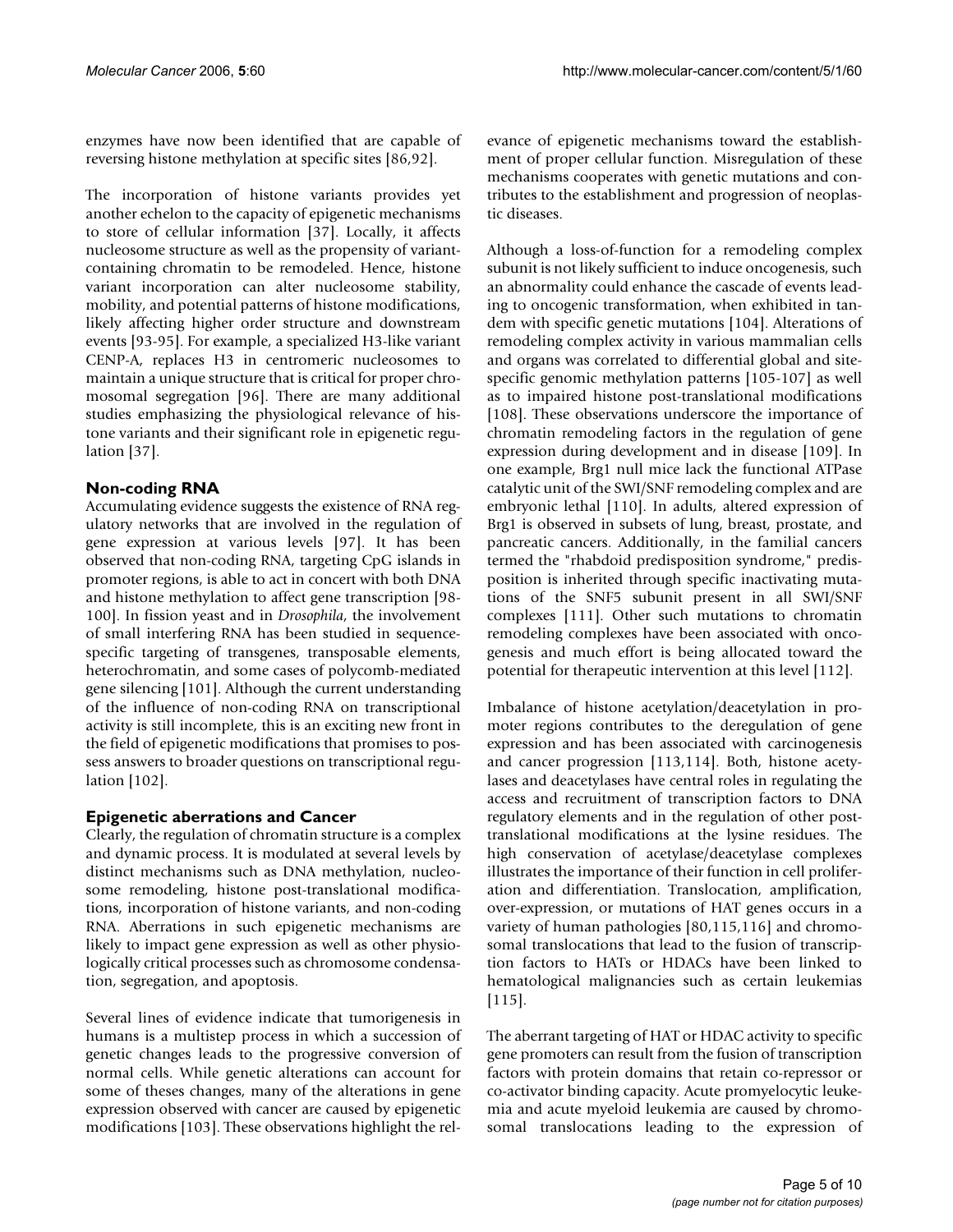enzymes have now been identified that are capable of reversing histone methylation at specific sites [86,92].

The incorporation of histone variants provides yet another echelon to the capacity of epigenetic mechanisms to store of cellular information [37]. Locally, it affects nucleosome structure as well as the propensity of variant-containing chromatin to be remodeled. Hence, histone variant incorporation can alter nucleosome stability, mobility, and potential patterns of histone modifications, likely affecting higher order structure and downstream events [93-95]. For example, a specialized H3-like variant CENP-A, replaces H3 in centromeric nucleosomes to maintain a unique structure that is critical for proper chromosomal segregation [96]. There are many additional studies emphasizing the physiological relevance of histone variants and their significant role in epigenetic regulation [37].

## Non-coding RNA

Accumulating evidence suggests the existence of RNA regulatory networks that are involved in the regulation of gene expression at various levels [97]. It has been observed that non-coding RNA, targeting CpG islands in promoter regions, is able to act in concert with both DNA and histone methylation to affect gene transcription [98-100]. In fission yeast and in *Drosophila*, the involvement of small interfering RNA has been studied in sequence-specific targeting of transgenes, transposable elements, heterochromatin, and some cases of polycomb-mediated gene silencing [101]. Although the current understanding of the influence of non-coding RNA on transcriptional activity is still incomplete, this is an exciting new front in the field of epigenetic modifications that promises to possess answers to broader questions on transcriptional regulation [102].

## Epigenetic aberrations and Cancer

Clearly, the regulation of chromatin structure is a complex and dynamic process. It is modulated at several levels by distinct mechanisms such as DNA methylation, nucleosome remodeling, histone post-translational modifications, incorporation of histone variants, and non-coding RNA. Aberrations in such epigenetic mechanisms are likely to impact gene expression as well as other physiologically critical processes such as chromosome condensation, segregation, and apoptosis.

Several lines of evidence indicate that tumorigenesis in humans is a multistep process in which a succession of genetic changes leads to the progressive conversion of normal cells. While genetic alterations can account for some of theses changes, many of the alterations in gene expression observed with cancer are caused by epigenetic modifications [103]. These observations highlight the relevance of epigenetic mechanisms toward the establishment of proper cellular function. Misregulation of these mechanisms cooperates with genetic mutations and contributes to the establishment and progression of neoplastic diseases.

Although a loss-of-function for a remodeling complex subunit is not likely sufficient to induce oncogenesis, such an abnormality could enhance the cascade of events leading to oncogenic transformation, when exhibited in tandem with specific genetic mutations [104]. Alterations of remodeling complex activity in various mammalian cells and organs was correlated to differential global and site-specific genomic methylation patterns [105-107] as well as to impaired histone post-translational modifications [108]. These observations underscore the importance of chromatin remodeling factors in the regulation of gene expression during development and in disease [109]. In one example, Brg1 null mice lack the functional ATPase catalytic unit of the SWI/SNF remodeling complex and are embryonic lethal [110]. In adults, altered expression of Brg1 is observed in subsets of lung, breast, prostate, and pancreatic cancers. Additionally, in the familial cancers termed the "rhabdoid predisposition syndrome," predisposition is inherited through specific inactivating mutations of the SNF5 subunit present in all SWI/SNF complexes [111]. Other such mutations to chromatin remodeling complexes have been associated with oncogenesis and much effort is being allocated toward the potential for therapeutic intervention at this level [112].

Imbalance of histone acetylation/deacetylation in promoter regions contributes to the deregulation of gene expression and has been associated with carcinogenesis and cancer progression [113,114]. Both, histone acetylases and deacetylases have central roles in regulating the access and recruitment of transcription factors to DNA regulatory elements and in the regulation of other post-translational modifications at the lysine residues. The high conservation of acetylase/deacetylase complexes illustrates the importance of their function in cell proliferation and differentiation. Translocation, amplification, over-expression, or mutations of HAT genes occurs in a variety of human pathologies [80,115,116] and chromosomal translocations that lead to the fusion of transcription factors to HATs or HDACs have been linked to hematological malignancies such as certain leukemias [115].

The aberrant targeting of HAT or HDAC activity to specific gene promoters can result from the fusion of transcription factors with protein domains that retain co-repressor or co-activator binding capacity. Acute promyelocytic leukemia and acute myeloid leukemia are caused by chromosomal translocations leading to the expression of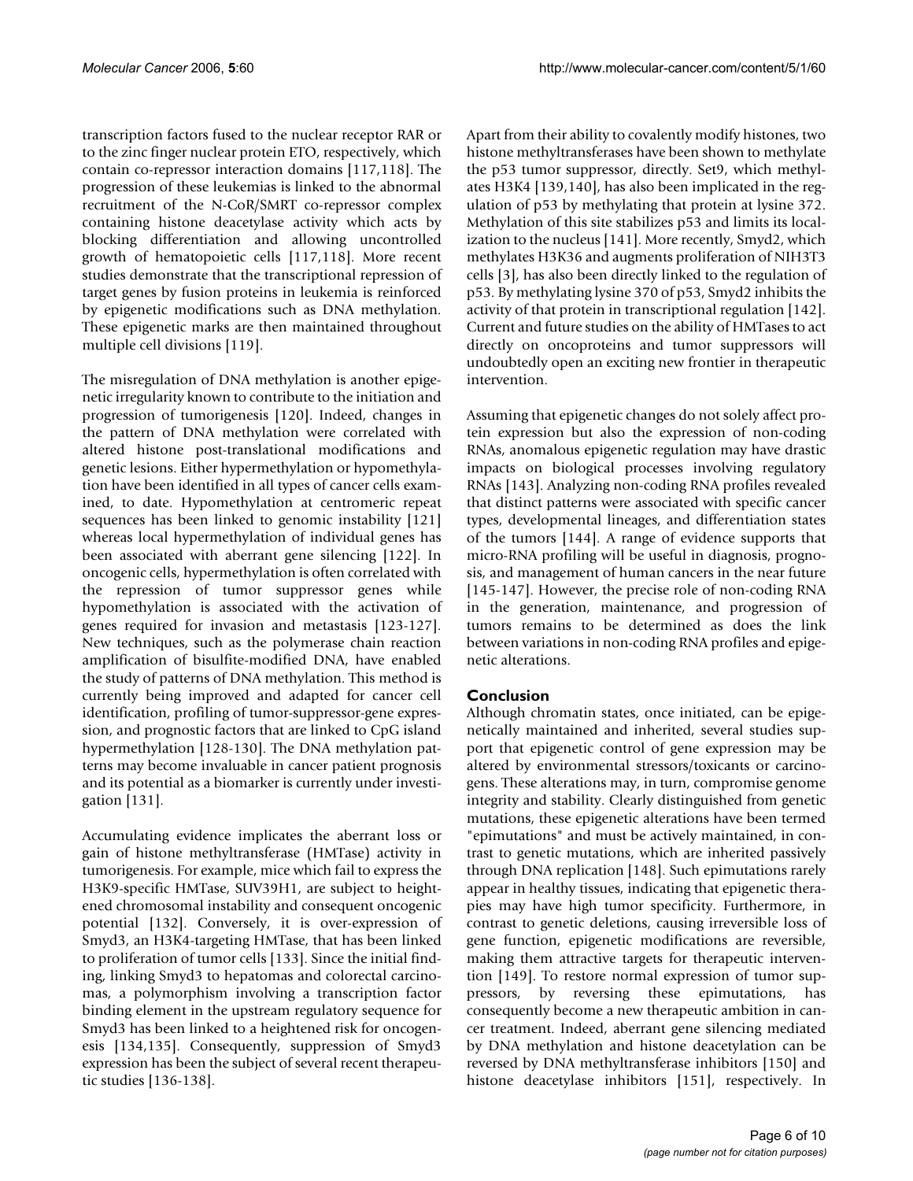transcription factors fused to the nuclear receptor RAR or to the zinc finger nuclear protein ETO, respectively, which contain co-repressor interaction domains [117,118]. The progression of these leukemias is linked to the abnormal recruitment of the N-CoR/SMRT co-repressor complex containing histone deacetylase activity which acts by blocking differentiation and allowing uncontrolled growth of hematopoietic cells [117,118]. More recent studies demonstrate that the transcriptional repression of target genes by fusion proteins in leukemia is reinforced by epigenetic modifications such as DNA methylation. These epigenetic marks are then maintained throughout multiple cell divisions [119].

The misregulation of DNA methylation is another epigenetic irregularity known to contribute to the initiation and progression of tumorigenesis [120]. Indeed, changes in the pattern of DNA methylation were correlated with altered histone post-translational modifications and genetic lesions. Either hypermethylation or hypomethylation have been identified in all types of cancer cells examined, to date. Hypomethylation at centromeric repeat sequences has been linked to genomic instability [121] whereas local hypermethylation of individual genes has been associated with aberrant gene silencing [122]. In oncogenic cells, hypermethylation is often correlated with the repression of tumor suppressor genes while hypomethylation is associated with the activation of genes required for invasion and metastasis [123-127]. New techniques, such as the polymerase chain reaction amplification of bisulfite-modified DNA, have enabled the study of patterns of DNA methylation. This method is currently being improved and adapted for cancer cell identification, profiling of tumor-suppressor-gene expression, and prognostic factors that are linked to CpG island hypermethylation [128-130]. The DNA methylation patterns may become invaluable in cancer patient prognosis and its potential as a biomarker is currently under investigation [131].

Accumulating evidence implicates the aberrant loss or gain of histone methyltransferase (HMTase) activity in tumorigenesis. For example, mice which fail to express the H3K9-specific HMTase, SUV39H1, are subject to heightened chromosomal instability and consequent oncogenic potential [132]. Conversely, it is over-expression of Smyd3, an H3K4-targeting HMTase, that has been linked to proliferation of tumor cells [133]. Since the initial finding, linking Smyd3 to hepatomas and colorectal carcinomas, a polymorphism involving a transcription factor binding element in the upstream regulatory sequence for Smyd3 has been linked to a heightened risk for oncogenesis [134,135]. Consequently, suppression of Smyd3 expression has been the subject of several recent therapeutic studies [136-138].

Apart from their ability to covalently modify histones, two histone methyltransferases have been shown to methylate the p53 tumor suppressor, directly. Set9, which methylates H3K4 [139,140], has also been implicated in the regulation of p53 by methylating that protein at lysine 372. Methylation of this site stabilizes p53 and limits its localization to the nucleus [141]. More recently, Smyd2, which methylates H3K36 and augments proliferation of NIH3T3 cells [3], has also been directly linked to the regulation of p53. By methylating lysine 370 of p53, Smyd2 inhibits the activity of that protein in transcriptional regulation [142]. Current and future studies on the ability of HMTases to act directly on oncoproteins and tumor suppressors will undoubtedly open an exciting new frontier in therapeutic intervention.

Assuming that epigenetic changes do not solely affect protein expression but also the expression of non-coding RNAs, anomalous epigenetic regulation may have drastic impacts on biological processes involving regulatory RNAs [143]. Analyzing non-coding RNA profiles revealed that distinct patterns were associated with specific cancer types, developmental lineages, and differentiation states of the tumors [144]. A range of evidence supports that micro-RNA profiling will be useful in diagnosis, prognosis, and management of human cancers in the near future [145-147]. However, the precise role of non-coding RNA in the generation, maintenance, and progression of tumors remains to be determined as does the link between variations in non-coding RNA profiles and epigenetic alterations.

## Conclusion

Although chromatin states, once initiated, can be epigenetically maintained and inherited, several studies support that epigenetic control of gene expression may be altered by environmental stressors/toxicants or carcinogens. These alterations may, in turn, compromise genome integrity and stability. Clearly distinguished from genetic mutations, these epigenetic alterations have been termed "epimutations" and must be actively maintained, in contrast to genetic mutations, which are inherited passively through DNA replication [148]. Such epimutations rarely appear in healthy tissues, indicating that epigenetic therapies may have high tumor specificity. Furthermore, in contrast to genetic deletions, causing irreversible loss of gene function, epigenetic modifications are reversible, making them attractive targets for therapeutic intervention [149]. To restore normal expression of tumor suppressors, by reversing these epimutations, has consequently become a new therapeutic ambition in cancer treatment. Indeed, aberrant gene silencing mediated by DNA methylation and histone deacetylation can be reversed by DNA methyltransferase inhibitors [150] and histone deacetylase inhibitors [151], respectively. In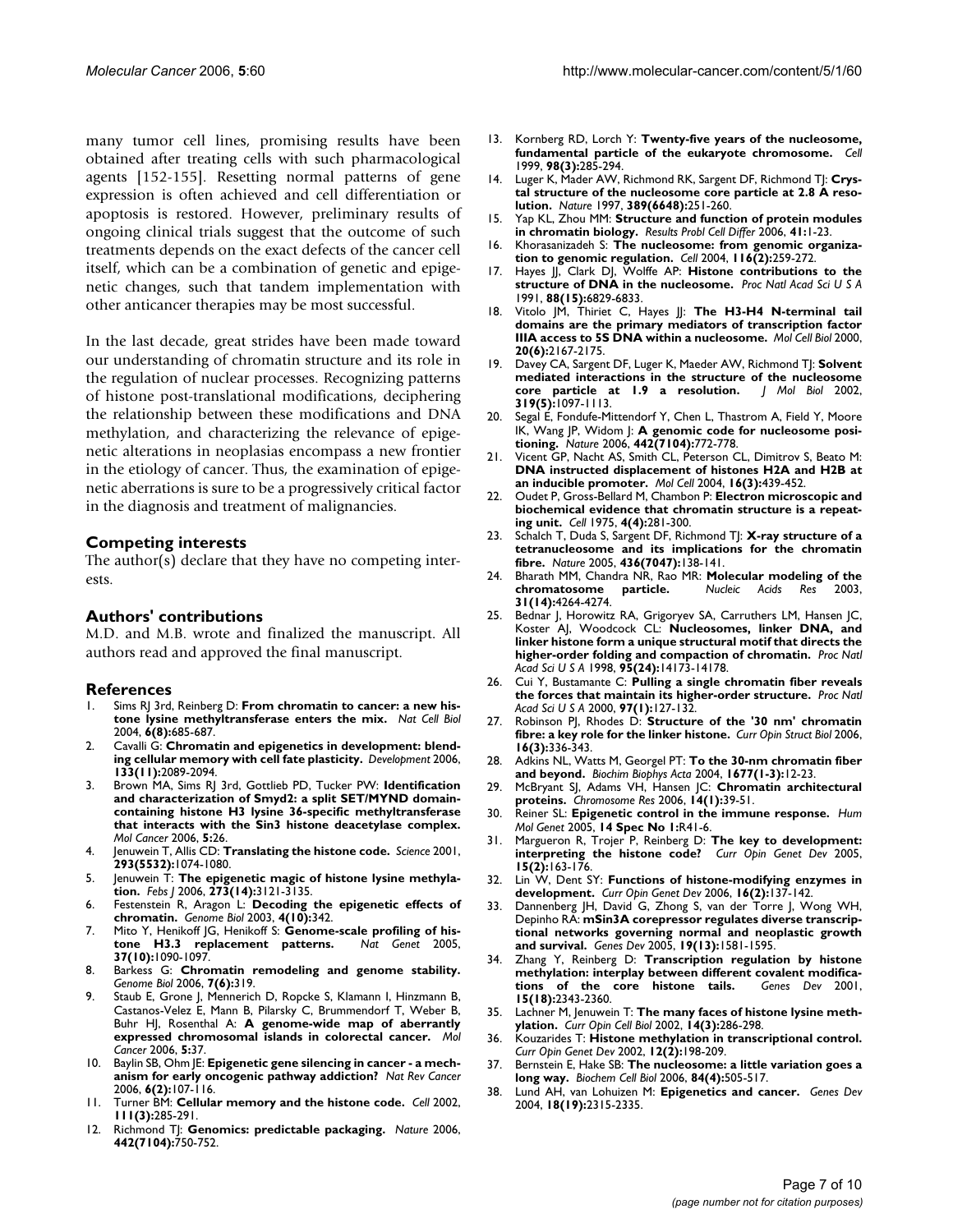many tumor cell lines, promising results have been obtained after treating cells with such pharmacological agents [152-155]. Resetting normal patterns of gene expression is often achieved and cell differentiation or apoptosis is restored. However, preliminary results of ongoing clinical trials suggest that the outcome of such treatments depends on the exact defects of the cancer cell itself, which can be a combination of genetic and epigenetic changes, such that tandem implementation with other anticancer therapies may be most successful.

In the last decade, great strides have been made toward our understanding of chromatin structure and its role in the regulation of nuclear processes. Recognizing patterns of histone post-translational modifications, deciphering the relationship between these modifications and DNA methylation, and characterizing the relevance of epigenetic alterations in neoplasias encompass a new frontier in the etiology of cancer. Thus, the examination of epigenetic aberrations is sure to be a progressively critical factor in the diagnosis and treatment of malignancies.

## Competing interests

The author(s) declare that they have no competing interests.

## Authors' contributions

M.D. and M.B. wrote and finalized the manuscript. All authors read and approved the final manuscript.

## References

1. Sims RJ 3rd, Reinberg D: **From chromatin to cancer: a new histone lysine methyltransferase enters the mix.** *Nat Cell Biol* 2004, **6(8):**685-687.
2. Cavalli G: **Chromatin and epigenetics in development: blending cellular memory with cell fate plasticity.** *Development* 2006, **133(11):**2089-2094.
3. Brown MA, Sims RJ 3rd, Gottlieb PD, Tucker PW: **Identification and characterization of Smyd2: a split SET/MYND domain-containing histone H3 lysine 36-specific methyltransferase that interacts with the Sin3 histone deacetylase complex.** *Mol Cancer* 2006, **5:**26.
4. Jenuwein T, Allis CD: **Translating the histone code.** *Science* 2001, **293(5532):**1074-1080.
5. Jenuwein T: **The epigenetic magic of histone lysine methylation.** *Febs J* 2006, **273(14):**3121-3135.
6. Festenstein R, Aragon L: **Decoding the epigenetic effects of chromatin.** *Genome Biol* 2003, **4(10):**342.
7. Mito Y, Henikoff JG, Henikoff S: **Genome-scale profiling of histone H3.3 replacement patterns.** *Nat Genet* 2005, **37(10):**1090-1097.
8. Barkess G: **Chromatin remodeling and genome stability.** *Genome Biol* 2006, **7(6):**319.
9. Staub E, Grone J, Mennerich D, Ropcke S, Klamann I, Hinzmann B, Castanos-Velez E, Mann B, Pilarsky C, Brummendorf T, Weber B, Buhr HJ, Rosenthal A: **A genome-wide map of aberrantly expressed chromosomal islands in colorectal cancer.** *Mol Cancer* 2006, **5:**37.
10. Baylin SB, Ohm JE: **Epigenetic gene silencing in cancer - a mechanism for early oncogenic pathway addiction?** *Nat Rev Cancer* 2006, **6(2):**107-116.
11. Turner BM: **Cellular memory and the histone code.** *Cell* 2002, **111(3):**285-291.
12. Richmond TJ: **Genomics: predictable packaging.** *Nature* 2006, **442(7104):**750-752.
13. Kornberg RD, Lorch Y: **Twenty-five years of the nucleosome, fundamental particle of the eukaryote chromosome.** *Cell* 1999, **98(3):**285-294.
14. Luger K, Mader AW, Richmond RK, Sargent DF, Richmond TJ: **Crystal structure of the nucleosome core particle at 2.8 A resolution.** *Nature* 1997, **389(6648):**251-260.
15. Yap KL, Zhou MM: **Structure and function of protein modules in chromatin biology.** *Results Probl Cell Differ* 2006, **41:**1-23.
16. Khorasanizadeh S: **The nucleosome: from genomic organization to genomic regulation.** *Cell* 2004, **116(2):**259-272.
17. Hayes JJ, Clark DJ, Wolffe AP: **Histone contributions to the structure of DNA in the nucleosome.** *Proc Natl Acad Sci U S A* 1991, **88(15):**6829-6833.
18. Vitolo JM, Thiriet C, Hayes JJ: **The H3-H4 N-terminal tail domains are the primary mediators of transcription factor IIIA access to 5S DNA within a nucleosome.** *Mol Cell Biol* 2000, **20(6):**2167-2175.
19. Davey CA, Sargent DF, Luger K, Maeder AW, Richmond TJ: **Solvent mediated interactions in the structure of the nucleosome core particle at 1.9 a resolution.** *J Mol Biol* 2002, **319(5):**1097-1113.
20. Segal E, Fondufe-Mittendorf Y, Chen L, Thastrom A, Field Y, Moore IK, Wang JP, Widom J: **A genomic code for nucleosome positioning.** *Nature* 2006, **442(7104):**772-778.
21. Vicent GP, Nacht AS, Smith CL, Peterson CL, Dimitrov S, Beato M: **DNA instructed displacement of histones H2A and H2B at an inducible promoter.** *Mol Cell* 2004, **16(3):**439-452.
22. Oudet P, Gross-Bellard M, Chambon P: **Electron microscopic and biochemical evidence that chromatin structure is a repeating unit.** *Cell* 1975, **4(4):**281-300.
23. Schalch T, Duda S, Sargent DF, Richmond TJ: **X-ray structure of a tetranucleosome and its implications for the chromatin fibre.** *Nature* 2005, **436(7047):**138-141.
24. Bharath MM, Chandra NR, Rao MR: **Molecular modeling of the chromatosome particle.** *Nucleic Acids Res* 2003, **31(14):**4264-4274.
25. Bednar J, Horowitz RA, Grigoryev SA, Carruthers LM, Hansen JC, Koster AJ, Woodcock CL: **Nucleosomes, linker DNA, and linker histone form a unique structural motif that directs the higher-order folding and compaction of chromatin.** *Proc Natl Acad Sci U S A* 1998, **95(24):**14173-14178.
26. Cui Y, Bustamante C: **Pulling a single chromatin fiber reveals the forces that maintain its higher-order structure.** *Proc Natl Acad Sci U S A* 2000, **97(1):**127-132.
27. Robinson PJ, Rhodes D: **Structure of the '30 nm' chromatin fibre: a key role for the linker histone.** *Curr Opin Struct Biol* 2006, **16(3):**336-343.
28. Adkins NL, Watts M, Georgel PT: **To the 30-nm chromatin fiber and beyond.** *Biochim Biophys Acta* 2004, **1677(1-3):**12-23.
29. McBryant SJ, Adams VH, Hansen JC: **Chromatin architectural proteins.** *Chromosome Res* 2006, **14(1):**39-51.
30. Reiner SL: **Epigenetic control in the immune response.** *Hum Mol Genet* 2005, **14 Spec No 1:**R41-6.
31. Margueron R, Trojer P, Reinberg D: **The key to development: interpreting the histone code?** *Curr Opin Genet Dev* 2005, **15(2):**163-176.
32. Lin W, Dent SY: **Functions of histone-modifying enzymes in development.** *Curr Opin Genet Dev* 2006, **16(2):**137-142.
33. Dannenberg JH, David G, Zhong S, van der Torre J, Wong WH, Depinho RA: **mSin3A corepressor regulates diverse transcriptional networks governing normal and neoplastic growth and survival.** *Genes Dev* 2005, **19(13):**1581-1595.
34. Zhang Y, Reinberg D: **Transcription regulation by histone methylation: interplay between different covalent modifications of the core histone tails.** *Genes Dev* 2001, **15(18):**2343-2360.
35. Lachner M, Jenuwein T: **The many faces of histone lysine methylation.** *Curr Opin Cell Biol* 2002, **14(3):**286-298.
36. Kouzarides T: **Histone methylation in transcriptional control.** *Curr Opin Genet Dev* 2002, **12(2):**198-209.
37. Bernstein E, Hake SB: **The nucleosome: a little variation goes a long way.** *Biochem Cell Biol* 2006, **84(4):**505-517.
38. Lund AH, van Lohuizen M: **Epigenetics and cancer.** *Genes Dev* 2004, **18(19):**2315-2335.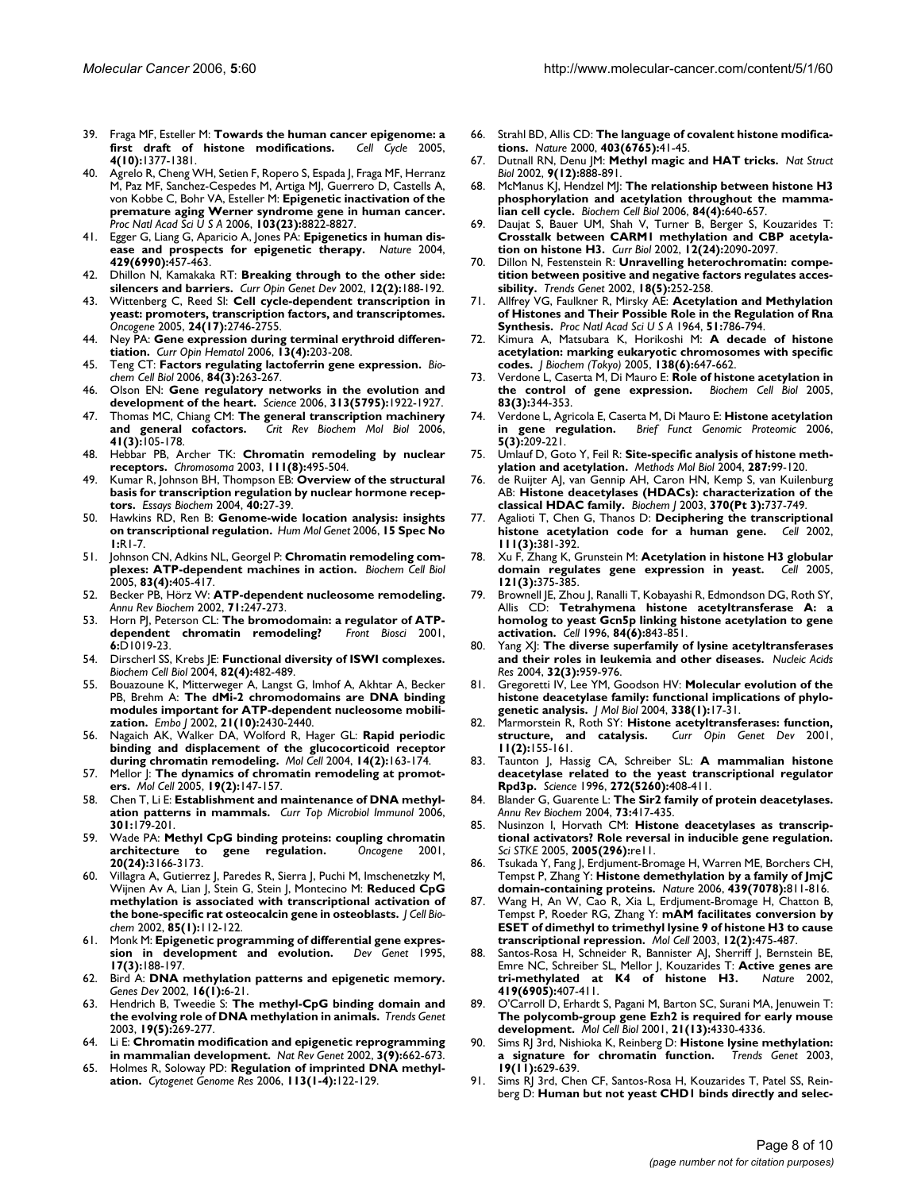39. Fraga MF, Esteller M: **Towards the human cancer epigenome: a first draft of histone modifications.** *Cell Cycle* 2005, **4(10):**1377-1381.
40. Agrelo R, Cheng WH, Setien F, Ropero S, Espada J, Fraga MF, Herranz M, Paz MF, Sanchez-Cespedes M, Artiga MJ, Guerrero D, Castells A, von Kobbe C, Bohr VA, Esteller M: **Epigenetic inactivation of the premature aging Werner syndrome gene in human cancer.** *Proc Natl Acad Sci U S A* 2006, **103(23):**8822-8827.
41. Egger G, Liang G, Aparicio A, Jones PA: **Epigenetics in human disease and prospects for epigenetic therapy.** *Nature* 2004, **429(6990):**457-463.
42. Dhillon N, Kamakaka RT: **Breaking through to the other side: silencers and barriers.** *Curr Opin Genet Dev* 2002, **12(2):**188-192.
43. Wittenberg C, Reed SI: **Cell cycle-dependent transcription in yeast: promoters, transcription factors, and transcriptomes.** *Oncogene* 2005, **24(17):**2746-2755.
44. Ney PA: **Gene expression during terminal erythroid differentiation.** *Curr Opin Hematol* 2006, **13(4):**203-208.
45. Teng CT: **Factors regulating lactoferrin gene expression.** *Biochem Cell Biol* 2006, **84(3):**263-267.
46. Olson EN: **Gene regulatory networks in the evolution and development of the heart.** *Science* 2006, **313(5795):**1922-1927.
47. Thomas MC, Chiang CM: **The general transcription machinery and general cofactors.** *Crit Rev Biochem Mol Biol* 2006, **41(3):**105-178.
48. Hebbar PB, Archer TK: **Chromatin remodeling by nuclear receptors.** *Chromosoma* 2003, **111(8):**495-504.
49. Kumar R, Johnson BH, Thompson EB: **Overview of the structural basis for transcription regulation by nuclear hormone receptors.** *Essays Biochem* 2004, **40:**27-39.
50. Hawkins RD, Ren B: **Genome-wide location analysis: insights on transcriptional regulation.** *Hum Mol Genet* 2006, **15 Spec No 1:**R1-7.
51. Johnson CN, Adkins NL, Georgel P: **Chromatin remodeling complexes: ATP-dependent machines in action.** *Biochem Cell Biol* 2005, **83(4):**405-417.
52. Becker PB, Hörz W: **ATP-dependent nucleosome remodeling.** *Annu Rev Biochem* 2002, **71:**247-273.
53. Horn PJ, Peterson CL: **The bromodomain: a regulator of ATP-dependent chromatin remodeling?** *Front Biosci* 2001, **6:**D1019-23.
54. Dirscherl SS, Krebs JE: **Functional diversity of ISWI complexes.** *Biochem Cell Biol* 2004, **82(4):**482-489.
55. Bouazoune K, Mitterweger A, Langst G, Imhof A, Akhtar A, Becker PB, Brehm A: **The dMi-2 chromodomains are DNA binding modules important for ATP-dependent nucleosome mobilization.** *Embo J* 2002, **21(10):**2430-2440.
56. Nagaich AK, Walker DA, Wolford R, Hager GL: **Rapid periodic binding and displacement of the glucocorticoid receptor during chromatin remodeling.** *Mol Cell* 2004, **14(2):**163-174.
57. Mellor J: **The dynamics of chromatin remodeling at promoters.** *Mol Cell* 2005, **19(2):**147-157.
58. Chen T, Li E: **Establishment and maintenance of DNA methylation patterns in mammals.** *Curr Top Microbiol Immunol* 2006, **301:**179-201.
59. Wade PA: **Methyl CpG binding proteins: coupling chromatin architecture to gene regulation.** *Oncogene* 2001, **20(24):**3166-3173.
60. Villagra A, Gutierrez J, Paredes R, Sierra J, Puchi M, Imschenetzky M, Wijnen Av A, Lian J, Stein G, Stein J, Montecino M: **Reduced CpG methylation is associated with transcriptional activation of the bone-specific rat osteocalcin gene in osteoblasts.** *J Cell Biochem* 2002, **85(1):**112-122.
61. Monk M: **Epigenetic programming of differential gene expression in development and evolution.** *Dev Genet* 1995, **17(3):**188-197.
62. Bird A: **DNA methylation patterns and epigenetic memory.** *Genes Dev* 2002, **16(1):**6-21.
63. Hendrich B, Tweedie S: **The methyl-CpG binding domain and the evolving role of DNA methylation in animals.** *Trends Genet* 2003, **19(5):**269-277.
64. Li E: **Chromatin modification and epigenetic reprogramming in mammalian development.** *Nat Rev Genet* 2002, **3(9):**662-673.
65. Holmes R, Soloway PD: **Regulation of imprinted DNA methylation.** *Cytogenet Genome Res* 2006, **113(1-4):**122-129.
66. Strahl BD, Allis CD: **The language of covalent histone modifications.** *Nature* 2000, **403(6765):**41-45.
67. Dutnall RN, Denu JM: **Methyl magic and HAT tricks.** *Nat Struct Biol* 2002, **9(12):**888-891.
68. McManus KJ, Hendzel MJ: **The relationship between histone H3 phosphorylation and acetylation throughout the mammalian cell cycle.** *Biochem Cell Biol* 2006, **84(4):**640-657.
69. Daujat S, Bauer UM, Shah V, Turner B, Berger S, Kouzarides T: **Crosstalk between CARM1 methylation and CBP acetylation on histone H3.** *Curr Biol* 2002, **12(24):**2090-2097.
70. Dillon N, Festenstein R: **Unravelling heterochromatin: competition between positive and negative factors regulates accessibility.** *Trends Genet* 2002, **18(5):**252-258.
71. Allfrey VG, Faulkner R, Mirsky AE: **Acetylation and Methylation of Histones and Their Possible Role in the Regulation of Rna Synthesis.** *Proc Natl Acad Sci U S A* 1964, **51:**786-794.
72. Kimura A, Matsubara K, Horikoshi M: **A decade of histone acetylation: marking eukaryotic chromosomes with specific codes.** *J Biochem (Tokyo)* 2005, **138(6):**647-662.
73. Verdone L, Caserta M, Di Mauro E: **Role of histone acetylation in the control of gene expression.** *Biochem Cell Biol* 2005, **83(3):**344-353.
74. Verdone L, Agricola E, Caserta M, Di Mauro E: **Histone acetylation in gene regulation.** *Brief Funct Genomic Proteomic* 2006, **5(3):**209-221.
75. Umlauf D, Goto Y, Feil R: **Site-specific analysis of histone methylation and acetylation.** *Methods Mol Biol* 2004, **287:**99-120.
76. de Ruijter AJ, van Gennip AH, Caron HN, Kemp S, van Kuilenburg AB: **Histone deacetylases (HDACs): characterization of the classical HDAC family.** *Biochem J* 2003, **370(Pt 3):**737-749.
77. Agalioti T, Chen G, Thanos D: **Deciphering the transcriptional histone acetylation code for a human gene.** *Cell* 2002, **111(3):**381-392.
78. Xu F, Zhang K, Grunstein M: **Acetylation in histone H3 globular domain regulates gene expression in yeast.** *Cell* 2005, **121(3):**375-385.
79. Brownell JE, Zhou J, Ranalli T, Kobayashi R, Edmondson DG, Roth SY, Allis CD: **Tetrahymena histone acetyltransferase A: a homolog to yeast Gcn5p linking histone acetylation to gene activation.** *Cell* 1996, **84(6):**843-851.
80. Yang XJ: **The diverse superfamily of lysine acetyltransferases and their roles in leukemia and other diseases.** *Nucleic Acids Res* 2004, **32(3):**959-976.
81. Gregoretti IV, Lee YM, Goodson HV: **Molecular evolution of the histone deacetylase family: functional implications of phylogenetic analysis.** *J Mol Biol* 2004, **338(1):**17-31.
82. Marmorstein R, Roth SY: **Histone acetyltransferases: function, structure, and catalysis.** *Curr Opin Genet Dev* 2001, **11(2):**155-161.
83. Taunton J, Hassig CA, Schreiber SL: **A mammalian histone deacetylase related to the yeast transcriptional regulator Rpd3p.** *Science* 1996, **272(5260):**408-411.
84. Blander G, Guarente L: **The Sir2 family of protein deacetylases.** *Annu Rev Biochem* 2004, **73:**417-435.
85. Nusinzon I, Horvath CM: **Histone deacetylases as transcriptional activators? Role reversal in inducible gene regulation.** *Sci STKE* 2005, **2005(296):**re11.
86. Tsukada Y, Fang J, Erdjument-Bromage H, Warren ME, Borchers CH, Tempst P, Zhang Y: **Histone demethylation by a family of JmjC domain-containing proteins.** *Nature* 2006, **439(7078):**811-816.
87. Wang H, An W, Cao R, Xia L, Erdjument-Bromage H, Chatton B, Tempst P, Roeder RG, Zhang Y: **mAM facilitates conversion by ESET of dimethyl to trimethyl lysine 9 of histone H3 to cause transcriptional repression.** *Mol Cell* 2003, **12(2):**475-487.
88. Santos-Rosa H, Schneider R, Bannister AJ, Sherriff J, Bernstein BE, Emre NC, Schreiber SL, Mellor J, Kouzarides T: **Active genes are tri-methylated at K4 of histone H3.** *Nature* 2002, **419(6905):**407-411.
89. O'Carroll D, Erhardt S, Pagani M, Barton SC, Surani MA, Jenuwein T: **The polycomb-group gene Ezh2 is required for early mouse development.** *Mol Cell Biol* 2001, **21(13):**4330-4336.
90. Sims RJ 3rd, Nishioka K, Reinberg D: **Histone lysine methylation: a signature for chromatin function.** *Trends Genet* 2003, **19(11):**629-639.
91. Sims RJ 3rd, Chen CF, Santos-Rosa H, Kouzarides T, Patel SS, Reinberg D: **Human but not yeast CHD1 binds directly and selec-**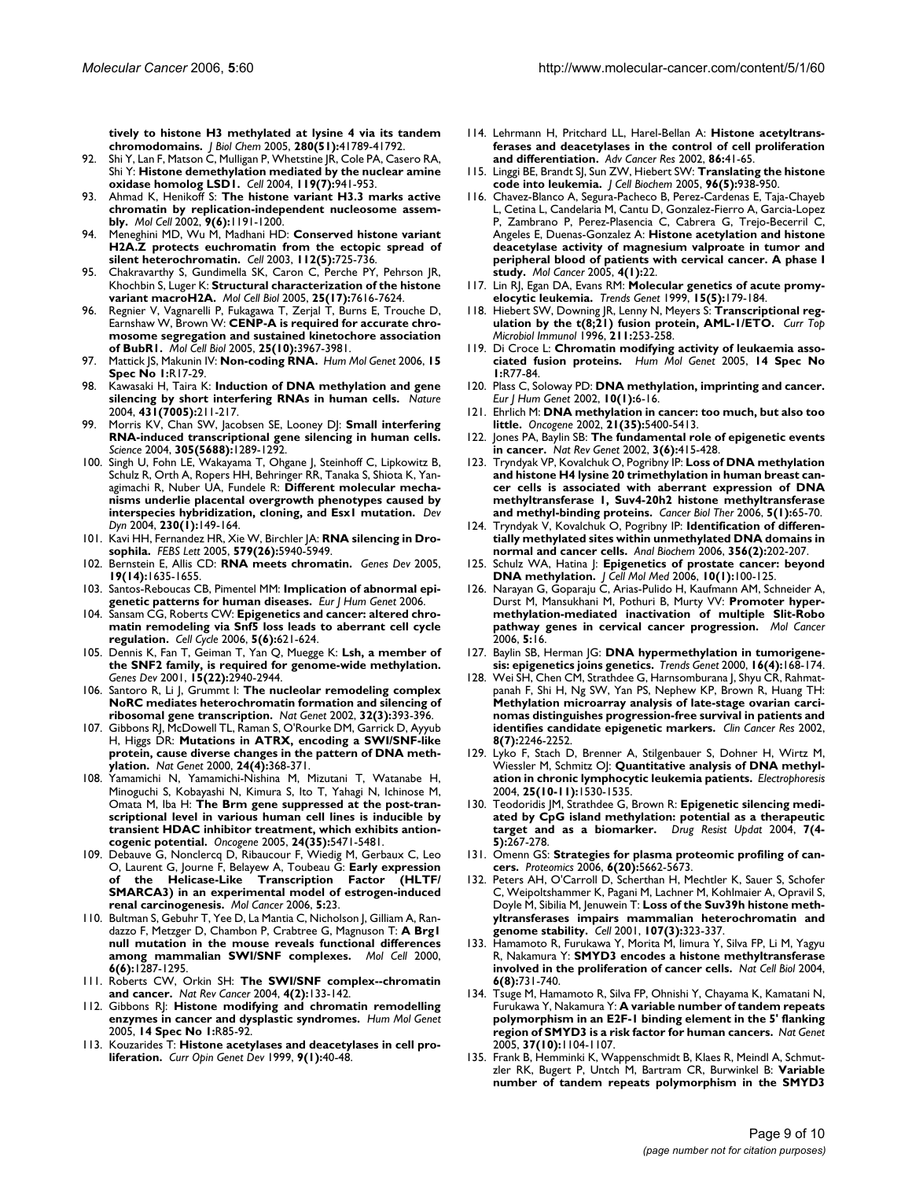**tively to histone H3 methylated at lysine 4 via its tandem chromodomains.** *J Biol Chem* 2005, **280(51):**41789-41792.

92. Shi Y, Lan F, Matson C, Mulligan P, Whetstine JR, Cole PA, Casero RA, Shi Y: **Histone demethylation mediated by the nuclear amine oxidase homolog LSD1.** *Cell* 2004, **119(7):**941-953.
93. Ahmad K, Henikoff S: **The histone variant H3.3 marks active chromatin by replication-independent nucleosome assembly.** *Mol Cell* 2002, **9(6):**1191-1200.
94. Meneghini MD, Wu M, Madhani HD: **Conserved histone variant H2A.Z protects euchromatin from the ectopic spread of silent heterochromatin.** *Cell* 2003, **112(5):**725-736.
95. Chakravarthy S, Gundimella SK, Caron C, Perche PY, Pehrson JR, Khochbin S, Luger K: **Structural characterization of the histone variant macroH2A.** *Mol Cell Biol* 2005, **25(17):**7616-7624.
96. Regnier V, Vagnarelli P, Fukagawa T, Zerjal T, Burns E, Trouche D, Earnshaw W, Brown W: **CENP-A is required for accurate chromosome segregation and sustained kinetochore association of BubR1.** *Mol Cell Biol* 2005, **25(10):**3967-3981.
97. Mattick JS, Makunin IV: **Non-coding RNA.** *Hum Mol Genet* 2006, **15 Spec No 1:**R17-29.
98. Kawasaki H, Taira K: **Induction of DNA methylation and gene silencing by short interfering RNAs in human cells.** *Nature* 2004, **431(7005):**211-217.
99. Morris KV, Chan SW, Jacobsen SE, Looney DJ: **Small interfering RNA-induced transcriptional gene silencing in human cells.** *Science* 2004, **305(5688):**1289-1292.
100. Singh U, Fohn LE, Wakayama T, Ohgane J, Steinhoff C, Lipkowitz B, Schulz R, Orth A, Ropers HH, Behringer RR, Tanaka S, Shiota K, Yanagimachi R, Nuber UA, Fundele R: **Different molecular mechanisms underlie placental overgrowth phenotypes caused by interspecies hybridization, cloning, and Esx1 mutation.** *Dev Dyn* 2004, **230(1):**149-164.
101. Kavi HH, Fernandez HR, Xie W, Birchler JA: **RNA silencing in Drosophila.** *FEBS Lett* 2005, **579(26):**5940-5949.
102. Bernstein E, Allis CD: **RNA meets chromatin.** *Genes Dev* 2005, **19(14):**1635-1655.
103. Santos-Reboucas CB, Pimentel MM: **Implication of abnormal epigenetic patterns for human diseases.** *Eur J Hum Genet* 2006.
104. Sansam CG, Roberts CW: **Epigenetics and cancer: altered chromatin remodeling via Snf5 loss leads to aberrant cell cycle regulation.** *Cell Cycle* 2006, **5(6):**621-624.
105. Dennis K, Fan T, Geiman T, Yan Q, Muegge K: **Lsh, a member of the SNF2 family, is required for genome-wide methylation.** *Genes Dev* 2001, **15(22):**2940-2944.
106. Santoro R, Li J, Grummt I: **The nucleolar remodeling complex NoRC mediates heterochromatin formation and silencing of ribosomal gene transcription.** *Nat Genet* 2002, **32(3):**393-396.
107. Gibbons RJ, McDowell TL, Raman S, O'Rourke DM, Garrick D, Ayyub H, Higgs DR: **Mutations in ATRX, encoding a SWI/SNF-like protein, cause diverse changes in the pattern of DNA methylation.** *Nat Genet* 2000, **24(4):**368-371.
108. Yamamichi N, Yamamichi-Nishina M, Mizutani T, Watanabe H, Minoguchi S, Kobayashi N, Kimura S, Ito T, Yahagi N, Ichinose M, Omata M, Iba H: **The Brm gene suppressed at the post-transcriptional level in various human cell lines is inducible by transient HDAC inhibitor treatment, which exhibits antioncogenic potential.** *Oncogene* 2005, **24(35):**5471-5481.
109. Debauve G, Nonclercq D, Ribaucour F, Wiedig M, Gerbaux C, Leo O, Laurent G, Journe F, Belayew A, Toubeau G: **Early expression of the Helicase-Like Transcription Factor (HLTF/SMARCA3) in an experimental model of estrogen-induced renal carcinogenesis.** *Mol Cancer* 2006, **5:**23.
110. Bultman S, Gebuhr T, Yee D, La Mantia C, Nicholson J, Gilliam A, Randazzo F, Metzger D, Chambon P, Crabtree G, Magnuson T: **A Brg1 null mutation in the mouse reveals functional differences among mammalian SWI/SNF complexes.** *Mol Cell* 2000, **6(6):**1287-1295.
111. Roberts CW, Orkin SH: **The SWI/SNF complex--chromatin and cancer.** *Nat Rev Cancer* 2004, **4(2):**133-142.
112. Gibbons RJ: **Histone modifying and chromatin remodelling enzymes in cancer and dysplastic syndromes.** *Hum Mol Genet* 2005, **14 Spec No 1:**R85-92.
113. Kouzarides T: **Histone acetylases and deacetylases in cell proliferation.** *Curr Opin Genet Dev* 1999, **9(1):**40-48.
114. Lehrmann H, Pritchard LL, Harel-Bellan A: **Histone acetyltransferases and deacetylases in the control of cell proliferation and differentiation.** *Adv Cancer Res* 2002, **86:**41-65.
115. Linggi BE, Brandt SJ, Sun ZW, Hiebert SW: **Translating the histone code into leukemia.** *J Cell Biochem* 2005, **96(5):**938-950.
116. Chavez-Blanco A, Segura-Pacheco B, Perez-Cardenas E, Taja-Chayeb L, Cetina L, Candelaria M, Cantu D, Gonzalez-Fierro A, Garcia-Lopez P, Zambrano P, Perez-Plasencia C, Cabrera G, Trejo-Becerril C, Angeles E, Duenas-Gonzalez A: **Histone acetylation and histone deacetylase activity of magnesium valproate in tumor and peripheral blood of patients with cervical cancer. A phase I study.** *Mol Cancer* 2005, **4(1):**22.
117. Lin RJ, Egan DA, Evans RM: **Molecular genetics of acute promyelocytic leukemia.** *Trends Genet* 1999, **15(5):**179-184.
118. Hiebert SW, Downing JR, Lenny N, Meyers S: **Transcriptional regulation by the t(8;21) fusion protein, AML-1/ETO.** *Curr Top Microbiol Immunol* 1996, **211:**253-258.
119. Di Croce L: **Chromatin modifying activity of leukaemia associated fusion proteins.** *Hum Mol Genet* 2005, **14 Spec No 1:**R77-84.
120. Plass C, Soloway PD: **DNA methylation, imprinting and cancer.** *Eur J Hum Genet* 2002, **10(1):**6-16.
121. Ehrlich M: **DNA methylation in cancer: too much, but also too little.** *Oncogene* 2002, **21(35):**5400-5413.
122. Jones PA, Baylin SB: **The fundamental role of epigenetic events in cancer.** *Nat Rev Genet* 2002, **3(6):**415-428.
123. Tryndyak VP, Kovalchuk O, Pogribny IP: **Loss of DNA methylation and histone H4 lysine 20 trimethylation in human breast cancer cells is associated with aberrant expression of DNA methyltransferase 1, Suv4-20h2 histone methyltransferase and methyl-binding proteins.** *Cancer Biol Ther* 2006, **5(1):**65-70.
124. Tryndyak V, Kovalchuk O, Pogribny IP: **Identification of differentially methylated sites within unmethylated DNA domains in normal and cancer cells.** *Anal Biochem* 2006, **356(2):**202-207.
125. Schulz WA, Hatina J: **Epigenetics of prostate cancer: beyond DNA methylation.** *J Cell Mol Med* 2006, **10(1):**100-125.
126. Narayan G, Goparaju C, Arias-Pulido H, Kaufmann AM, Schneider A, Durst M, Mansukhani M, Pothuri B, Murty VV: **Promoter hypermethylation-mediated inactivation of multiple Slit-Robo pathway genes in cervical cancer progression.** *Mol Cancer* 2006, **5:**16.
127. Baylin SB, Herman JG: **DNA hypermethylation in tumorigenesis: epigenetics joins genetics.** *Trends Genet* 2000, **16(4):**168-174.
128. Wei SH, Chen CM, Strathdee G, Harnsomburana J, Shyu CR, Rahmatpanah F, Shi H, Ng SW, Yan PS, Nephew KP, Brown R, Huang TH: **Methylation microarray analysis of late-stage ovarian carcinomas distinguishes progression-free survival in patients and identifies candidate epigenetic markers.** *Clin Cancer Res* 2002, **8(7):**2246-2252.
129. Lyko F, Stach D, Brenner A, Stilgenbauer S, Dohner H, Wirtz M, Wiessler M, Schmitz OJ: **Quantitative analysis of DNA methylation in chronic lymphocytic leukemia patients.** *Electrophoresis* 2004, **25(10-11):**1530-1535.
130. Teodoridis JM, Strathdee G, Brown R: **Epigenetic silencing mediated by CpG island methylation: potential as a therapeutic target and as a biomarker.** *Drug Resist Updat* 2004, **7(4-5):**267-278.
131. Omenn GS: **Strategies for plasma proteomic profiling of cancers.** *Proteomics* 2006, **6(20):**5662-5673.
132. Peters AH, O'Carroll D, Scherthan H, Mechtler K, Sauer S, Schofer C, Weipoltshammer K, Pagani M, Lachner M, Kohlmaier A, Opravil S, Doyle M, Sibilia M, Jenuwein T: **Loss of the Suv39h histone methyltransferases impairs mammalian heterochromatin and genome stability.** *Cell* 2001, **107(3):**323-337.
133. Hamamoto R, Furukawa Y, Morita M, Iimura Y, Silva FP, Li M, Yagyu R, Nakamura Y: **SMYD3 encodes a histone methyltransferase involved in the proliferation of cancer cells.** *Nat Cell Biol* 2004, **6(8):**731-740.
134. Tsuge M, Hamamoto R, Silva FP, Ohnishi Y, Chayama K, Kamatani N, Furukawa Y, Nakamura Y: **A variable number of tandem repeats polymorphism in an E2F-1 binding element in the 5' flanking region of SMYD3 is a risk factor for human cancers.** *Nat Genet* 2005, **37(10):**1104-1107.
135. Frank B, Hemminki K, Wappenschmidt B, Klaes R, Meindl A, Schmutzler RK, Bugert P, Untch M, Bartram CR, Burwinkel B: **Variable number of tandem repeats polymorphism in the SMYD3**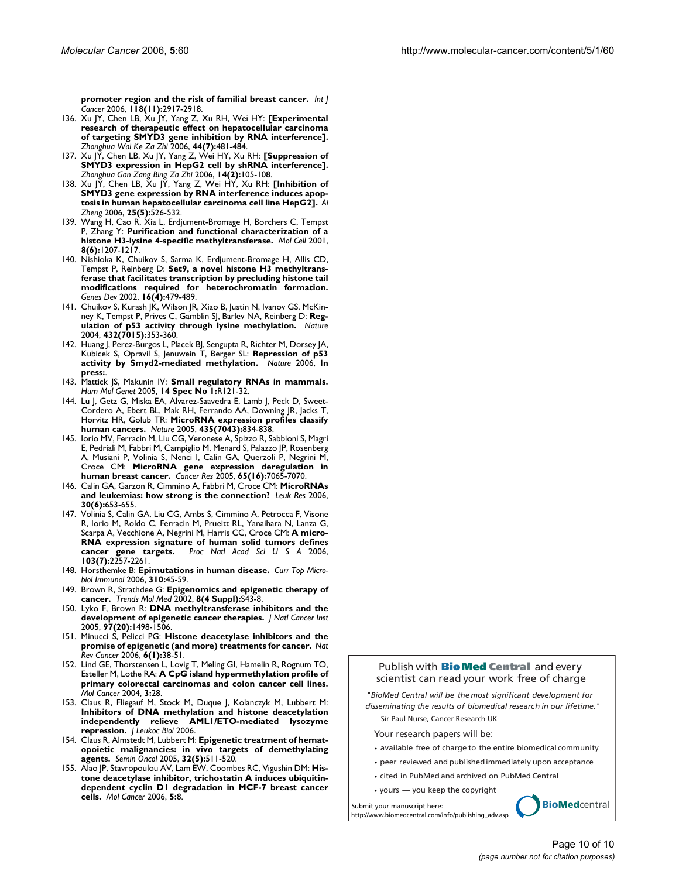**promoter region and the risk of familial breast cancer.** *Int J Cancer* 2006, **118(11):**2917-2918.

136. Xu JY, Chen LB, Xu JY, Yang Z, Xu RH, Wei HY: **[Experimental research of therapeutic effect on hepatocellular carcinoma of targeting SMYD3 gene inhibition by RNA interference].** *Zhonghua Wai Ke Za Zhi* 2006, **44(7):**481-484.
137. Xu JY, Chen LB, Xu JY, Yang Z, Wei HY, Xu RH: **[Suppression of SMYD3 expression in HepG2 cell by shRNA interference].** *Zhonghua Gan Zang Bing Za Zhi* 2006, **14(2):**105-108.
138. Xu JY, Chen LB, Xu JY, Yang Z, Wei HY, Xu RH: **[Inhibition of SMYD3 gene expression by RNA interference induces apoptosis in human hepatocellular carcinoma cell line HepG2].** *Ai Zheng* 2006, **25(5):**526-532.
139. Wang H, Cao R, Xia L, Erdjument-Bromage H, Borchers C, Tempst P, Zhang Y: **Purification and functional characterization of a histone H3-lysine 4-specific methyltransferase.** *Mol Cell* 2001, **8(6):**1207-1217.
140. Nishioka K, Chuikov S, Sarma K, Erdjument-Bromage H, Allis CD, Tempst P, Reinberg D: **Set9, a novel histone H3 methyltransferase that facilitates transcription by precluding histone tail modifications required for heterochromatin formation.** *Genes Dev* 2002, **16(4):**479-489.
141. Chuikov S, Kurash JK, Wilson JR, Xiao B, Justin N, Ivanov GS, McKinney K, Tempst P, Prives C, Gamblin SJ, Barlev NA, Reinberg D: **Regulation of p53 activity through lysine methylation.** *Nature* 2004, **432(7015):**353-360.
142. Huang J, Perez-Burgos L, Placek BJ, Sengupta R, Richter M, Dorsey JA, Kubicek S, Opravil S, Jenuwein T, Berger SL: **Repression of p53 activity by Smyd2-mediated methylation.** *Nature* 2006, **In press:**.
143. Mattick JS, Makunin IV: **Small regulatory RNAs in mammals.** *Hum Mol Genet* 2005, **14 Spec No 1:**R121-32.
144. Lu J, Getz G, Miska EA, Alvarez-Saavedra E, Lamb J, Peck D, Sweet-Cordero A, Ebert BL, Mak RH, Ferrando AA, Downing JR, Jacks T, Horvitz HR, Golub TR: **MicroRNA expression profiles classify human cancers.** *Nature* 2005, **435(7043):**834-838.
145. Iorio MV, Ferracin M, Liu CG, Veronese A, Spizzo R, Sabbioni S, Magri E, Pedriali M, Fabbri M, Campiglio M, Menard S, Palazzo JP, Rosenberg A, Musiani P, Volinia S, Nenci I, Calin GA, Querzoli P, Negrini M, Croce CM: **MicroRNA gene expression deregulation in human breast cancer.** *Cancer Res* 2005, **65(16):**7065-7070.
146. Calin GA, Garzon R, Cimmino A, Fabbri M, Croce CM: **MicroRNAs and leukemias: how strong is the connection?** *Leuk Res* 2006, **30(6):**653-655.
147. Volinia S, Calin GA, Liu CG, Ambs S, Cimmino A, Petrocca F, Visone R, Iorio M, Roldo C, Ferracin M, Prueitt RL, Yanaihara N, Lanza G, Scarpa A, Vecchione A, Negrini M, Harris CC, Croce CM: **A microRNA expression signature of human solid tumors defines cancer gene targets.** *Proc Natl Acad Sci U S A* 2006, **103(7):**2257-2261.
148. Horsthemke B: **Epimutations in human disease.** *Curr Top Microbiol Immunol* 2006, **310:**45-59.
149. Brown R, Strathdee G: **Epigenomics and epigenetic therapy of cancer.** *Trends Mol Med* 2002, **8(4 Suppl):**S43-8.
150. Lyko F, Brown R: **DNA methyltransferase inhibitors and the development of epigenetic cancer therapies.** *J Natl Cancer Inst* 2005, **97(20):**1498-1506.
151. Minucci S, Pelicci PG: **Histone deacetylase inhibitors and the promise of epigenetic (and more) treatments for cancer.** *Nat Rev Cancer* 2006, **6(1):**38-51.
152. Lind GE, Thorstensen L, Lovig T, Meling GI, Hamelin R, Rognum TO, Esteller M, Lothe RA: **A CpG island hypermethylation profile of primary colorectal carcinomas and colon cancer cell lines.** *Mol Cancer* 2004, **3:**28.
153. Claus R, Fliegauf M, Stock M, Duque J, Kolanczyk M, Lubbert M: **Inhibitors of DNA methylation and histone deacetylation independently relieve AML1/ETO-mediated lysozyme repression.** *J Leukoc Biol* 2006.
154. Claus R, Almstedt M, Lubbert M: **Epigenetic treatment of hematopoietic malignancies: in vivo targets of demethylating agents.** *Semin Oncol* 2005, **32(5):**511-520.
155. Alao JP, Stavropoulou AV, Lam EW, Coombes RC, Vigushin DM: **Histone deacetylase inhibitor, trichostatin A induces ubiquitin-dependent cyclin D1 degradation in MCF-7 breast cancer cells.** *Mol Cancer* 2006, **5:**8.

Publish with **BioMed Central** and every scientist can read your work free of charge

*"BioMed Central will be the most significant development for disseminating the results of biomedical research in our lifetime."*

Sir Paul Nurse, Cancer Research UK

Your research papers will be:

- available free of charge to the entire biomedical community
- peer reviewed and published immediately upon acceptance
- cited in PubMed and archived on PubMed Central
- yours — you keep the copyright

Submit your manuscript here:
http://www.biomedcentral.com/info/publishing_adv.asp

**BioMed**central